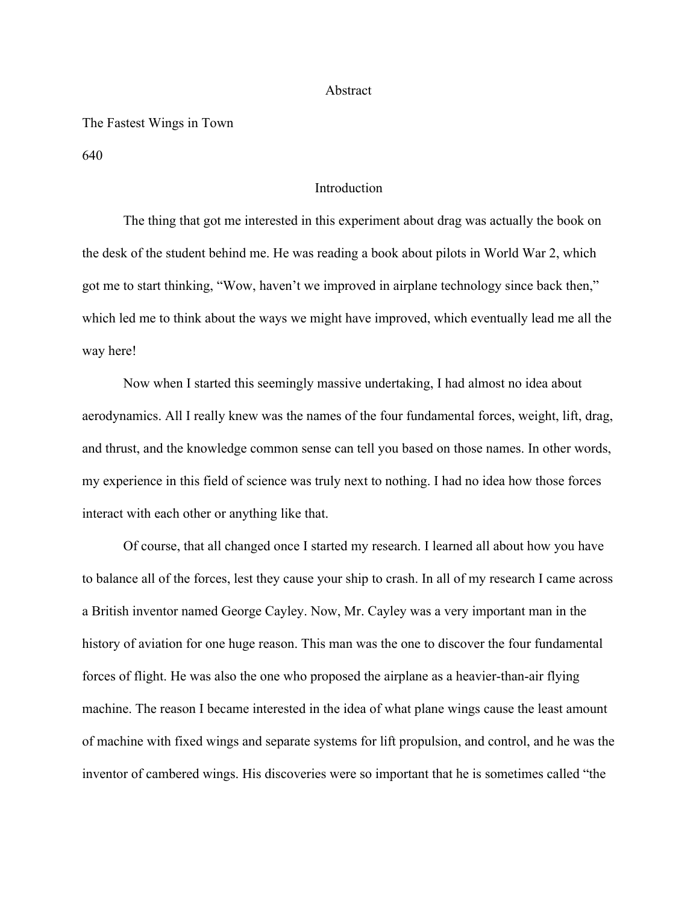# Abstract

The Fastest Wings in Town

640

## Introduction

The thing that got me interested in this experiment about drag was actually the book on the desk of the student behind me. He was reading a book about pilots in World War 2, which got me to start thinking, "Wow, haven't we improved in airplane technology since back then," which led me to think about the ways we might have improved, which eventually lead me all the way here!

Now when I started this seemingly massive undertaking, I had almost no idea about aerodynamics. All I really knew was the names of the four fundamental forces, weight, lift, drag, and thrust, and the knowledge common sense can tell you based on those names. In other words, my experience in this field of science was truly next to nothing. I had no idea how those forces interact with each other or anything like that.

Of course, that all changed once I started my research. I learned all about how you have to balance all of the forces, lest they cause your ship to crash. In all of my research I came across a British inventor named George Cayley. Now, Mr. Cayley was a very important man in the history of aviation for one huge reason. This man was the one to discover the four fundamental forces of flight. He was also the one who proposed the airplane as a heavier-than-air flying machine. The reason I became interested in the idea of what plane wings cause the least amount of machine with fixed wings and separate systems for lift propulsion, and control, and he was the inventor of cambered wings. His discoveries were so important that he is sometimes called "the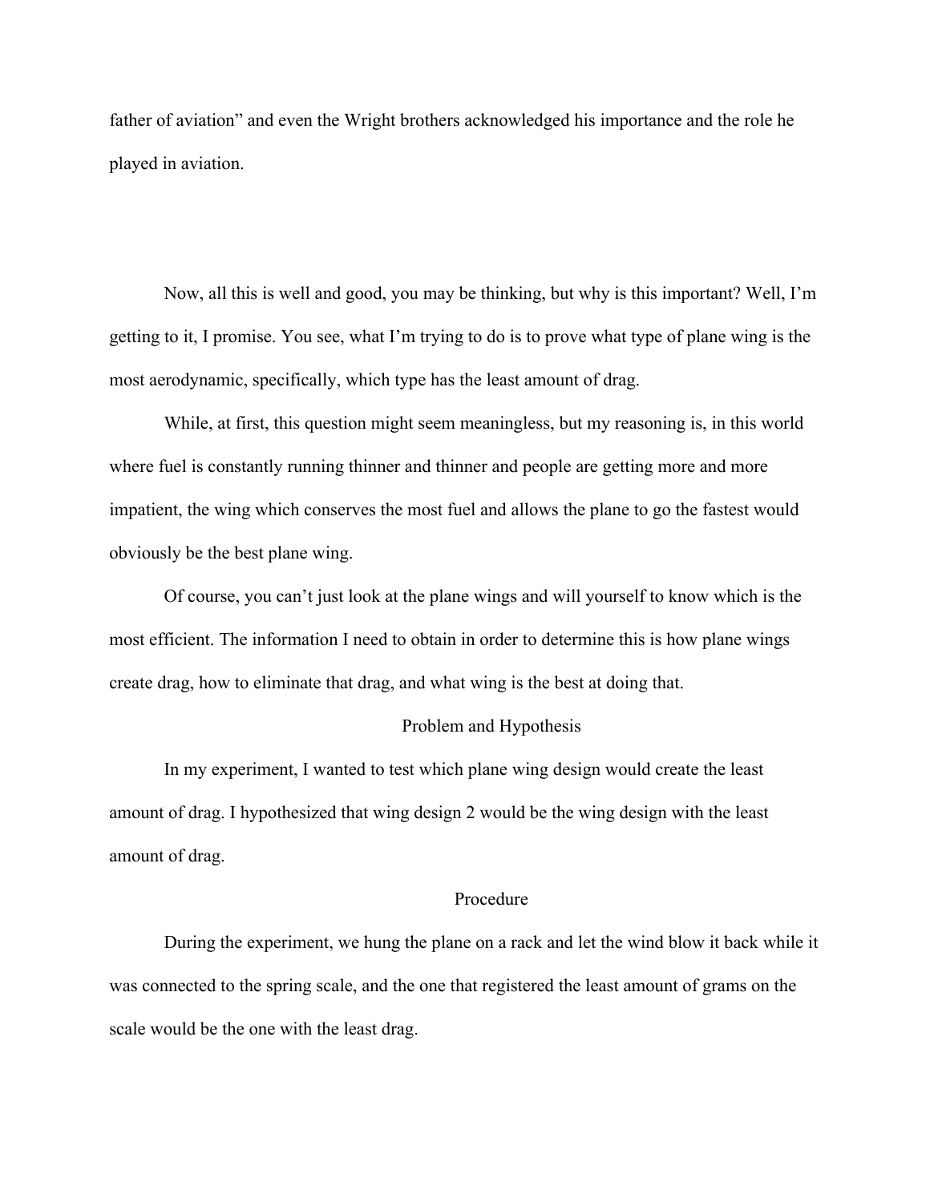father of aviation" and even the Wright brothers acknowledged his importance and the role he played in aviation.

Now, all this is well and good, you may be thinking, but why is this important? Well, I'm getting to it, I promise. You see, what I'm trying to do is to prove what type of plane wing is the most aerodynamic, specifically, which type has the least amount of drag.

While, at first, this question might seem meaningless, but my reasoning is, in this world where fuel is constantly running thinner and thinner and people are getting more and more impatient, the wing which conserves the most fuel and allows the plane to go the fastest would obviously be the best plane wing.

Of course, you can't just look at the plane wings and will yourself to know which is the most efficient. The information I need to obtain in order to determine this is how plane wings create drag, how to eliminate that drag, and what wing is the best at doing that.

## Problem and Hypothesis

In my experiment, I wanted to test which plane wing design would create the least amount of drag. I hypothesized that wing design 2 would be the wing design with the least amount of drag.

## Procedure

During the experiment, we hung the plane on a rack and let the wind blow it back while it was connected to the spring scale, and the one that registered the least amount of grams on the scale would be the one with the least drag.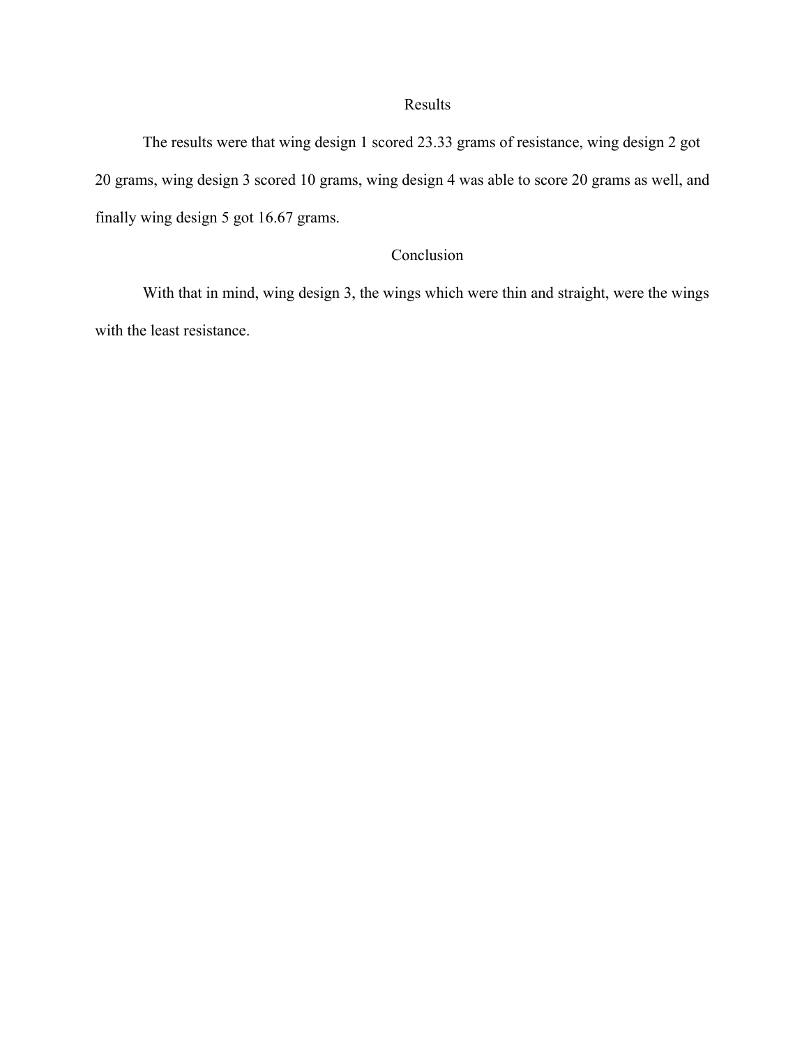## Results

The results were that wing design 1 scored 23.33 grams of resistance, wing design 2 got 20 grams, wing design 3 scored 10 grams, wing design 4 was able to score 20 grams as well, and finally wing design 5 got 16.67 grams.

## Conclusion

With that in mind, wing design 3, the wings which were thin and straight, were the wings with the least resistance.